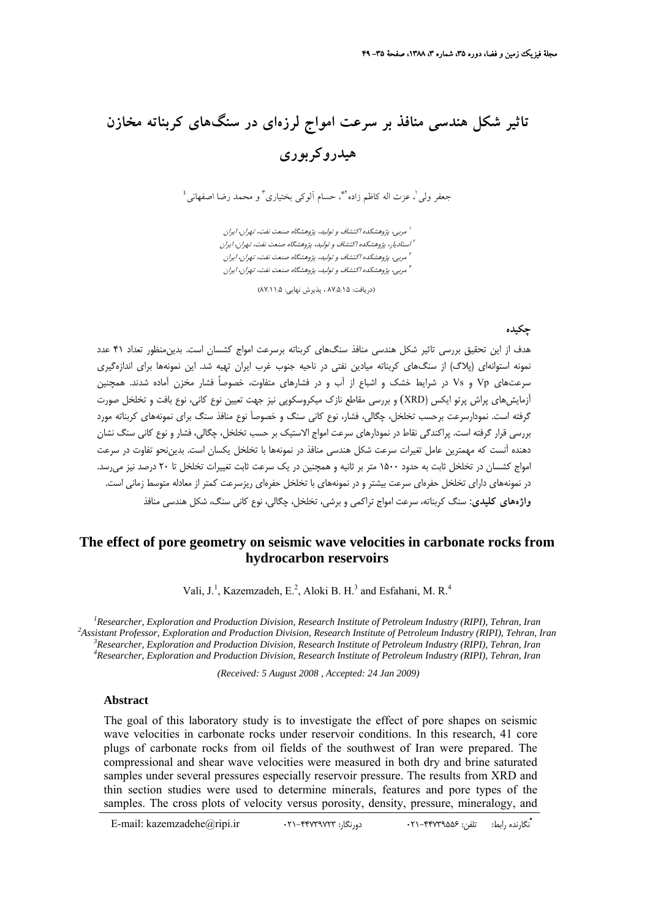# تاثیر شکل هندسی منافذ بر سرعت امواج لرزه‌ای در سنگ‌های کربناته مخازن هیدروکربوری

جعفر ولی[1]، عزت اله کاظم زاده[2*]، حسام آلوکی بختیاری[3] و محمد رضا اصفهانی[4]

[1] مربی، پژوهشکده اکتشاف و تولید، پژوهشگاه صنعت نفت، تهران، ایران
[2] استادیار، پژوهشکده اکتشاف و تولید، پژوهشگاه صنعت نفت، تهران، ایران
[3] مربی، پژوهشکده اکتشاف و تولید، پژوهشگاه صنعت نفت، تهران، ایران
[4] مربی، پژوهشکده اکتشاف و تولید، پژوهشگاه صنعت نفت، تهران، ایران

(دریافت: ۸۷/۵/۱۵ ، پذیرش نهایی: ۸۷/۱۱/۵)

## چکیده

هدف از این تحقیق بررسی تاثیر شکل هندسی منافذ سنگ‌های کربناته برسرعت امواج کشسان است. بدین‌منظور تعداد ۴۱ عدد نمونه استوانه‌ای (پلاگ) از سنگ‌های کربناته میادین نفتی در ناحیه جنوب غرب ایران تهیه شد. این نمونه‌ها برای اندازه‌گیری سرعت‌های Vp و Vs در شرایط خشک و اشباع از آب و در فشارهای متفاوت، خصوصاً فشار مخزن آماده شدند. همچنین آزمایش‌های پراش پرتو ایکس (XRD) و بررسی مقاطع نازک میکروسکوپی نیز جهت تعیین نوع کانی، نوع بافت و تخلخل صورت گرفته است. نمودارسرعت برحسب تخلخل، چگالی، فشار، نوع کانی سنگ و خصوصاً نوع منافذ سنگ برای نمونه‌های کربناته مورد بررسی قرار گرفته است. پراکندگی نقاط در نمودارهای سرعت امواج الاستیک بر حسب تخلخل، چگالی، فشار و نوع کانی سنگ نشان دهنده آنست که مهمترین عامل تغییرات سرعت شکل هندسی منافذ در نمونه‌ها با تخلخل یکسان است. بدین‌نحو تفاوت در سرعت امواج کشسان در تخلخل ثابت به حدود ۱۵۰۰ متر بر ثانیه و همچنین در یک سرعت ثابت تغییرات تخلخل تا ۲۰ درصد نیز می‌رسد. در نمونه‌های دارای تخلخل حفره‌ای سرعت بیشتر و در نمونه‌های با تخلخل حفره‌ای ریزسرعت کمتر از معادله متوسط زمانی است.

**واژه‌های کلیدی**: سنگ کربناته، سرعت امواج تراکمی و برشی، تخلخل، چگالی، نوع کانی سنگ، شکل هندسی منافذ

# The effect of pore geometry on seismic wave velocities in carbonate rocks from hydrocarbon reservoirs

Vali, J.[1], Kazemzadeh, E.[2], Aloki B. H.[3] and Esfahani, M. R.[4]

[1]*Researcher, Exploration and Production Division, Research Institute of Petroleum Industry (RIPI), Tehran, Iran*
[2]*Assistant Professor, Exploration and Production Division, Research Institute of Petroleum Industry (RIPI), Tehran, Iran*
[3]*Researcher, Exploration and Production Division, Research Institute of Petroleum Industry (RIPI), Tehran, Iran*
[4]*Researcher, Exploration and Production Division, Research Institute of Petroleum Industry (RIPI), Tehran, Iran*

*(Received: 5 August 2008 , Accepted: 24 Jan 2009)*

### Abstract

The goal of this laboratory study is to investigate the effect of pore shapes on seismic wave velocities in carbonate rocks under reservoir conditions. In this research, 41 core plugs of carbonate rocks from oil fields of the southwest of Iran were prepared. The compressional and shear wave velocities were measured in both dry and brine saturated samples under several pressures especially reservoir pressure. The results from XRD and thin section studies were used to determine minerals, features and pore types of the samples. The cross plots of velocity versus porosity, density, pressure, mineralogy, and

---

* نگارنده رابط: تلفن: ۴۴۷۳۹۵۵۶-۰۲۱ دورنگار: ۴۴۷۳۹۷۲۳-۰۲۱ E-mail: kazemzadehe@ripi.ir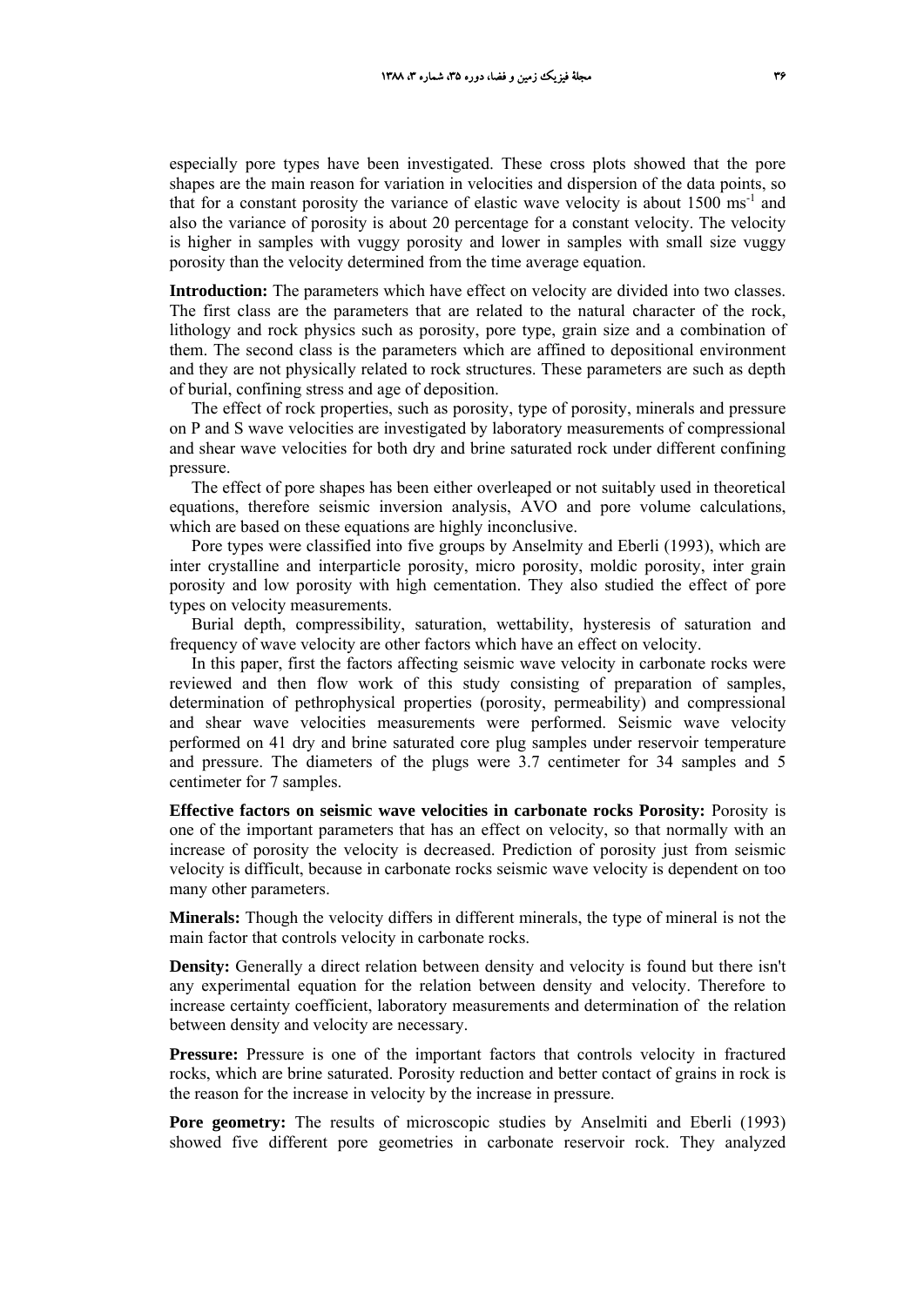especially pore types have been investigated. These cross plots showed that the pore shapes are the main reason for variation in velocities and dispersion of the data points, so that for a constant porosity the variance of elastic wave velocity is about 1500 $ms^{-1}$ and also the variance of porosity is about 20 percentage for a constant velocity. The velocity is higher in samples with vuggy porosity and lower in samples with small size vuggy porosity than the velocity determined from the time average equation.

**Introduction:** The parameters which have effect on velocity are divided into two classes. The first class are the parameters that are related to the natural character of the rock, lithology and rock physics such as porosity, pore type, grain size and a combination of them. The second class is the parameters which are affined to depositional environment and they are not physically related to rock structures. These parameters are such as depth of burial, confining stress and age of deposition.

The effect of rock properties, such as porosity, type of porosity, minerals and pressure on P and S wave velocities are investigated by laboratory measurements of compressional and shear wave velocities for both dry and brine saturated rock under different confining pressure.

The effect of pore shapes has been either overleaped or not suitably used in theoretical equations, therefore seismic inversion analysis, AVO and pore volume calculations, which are based on these equations are highly inconclusive.

Pore types were classified into five groups by Anselmity and Eberli (1993), which are inter crystalline and interparticle porosity, micro porosity, moldic porosity, inter grain porosity and low porosity with high cementation. They also studied the effect of pore types on velocity measurements.

Burial depth, compressibility, saturation, wettability, hysteresis of saturation and frequency of wave velocity are other factors which have an effect on velocity.

In this paper, first the factors affecting seismic wave velocity in carbonate rocks were reviewed and then flow work of this study consisting of preparation of samples, determination of pethrophysical properties (porosity, permeability) and compressional and shear wave velocities measurements were performed. Seismic wave velocity performed on 41 dry and brine saturated core plug samples under reservoir temperature and pressure. The diameters of the plugs were 3.7 centimeter for 34 samples and 5 centimeter for 7 samples.

**Effective factors on seismic wave velocities in carbonate rocks Porosity:** Porosity is one of the important parameters that has an effect on velocity, so that normally with an increase of porosity the velocity is decreased. Prediction of porosity just from seismic velocity is difficult, because in carbonate rocks seismic wave velocity is dependent on too many other parameters.

**Minerals:** Though the velocity differs in different minerals, the type of mineral is not the main factor that controls velocity in carbonate rocks.

**Density:** Generally a direct relation between density and velocity is found but there isn't any experimental equation for the relation between density and velocity. Therefore to increase certainty coefficient, laboratory measurements and determination of the relation between density and velocity are necessary.

**Pressure:** Pressure is one of the important factors that controls velocity in fractured rocks, which are brine saturated. Porosity reduction and better contact of grains in rock is the reason for the increase in velocity by the increase in pressure.

**Pore geometry:** The results of microscopic studies by Anselmiti and Eberli (1993) showed five different pore geometries in carbonate reservoir rock. They analyzed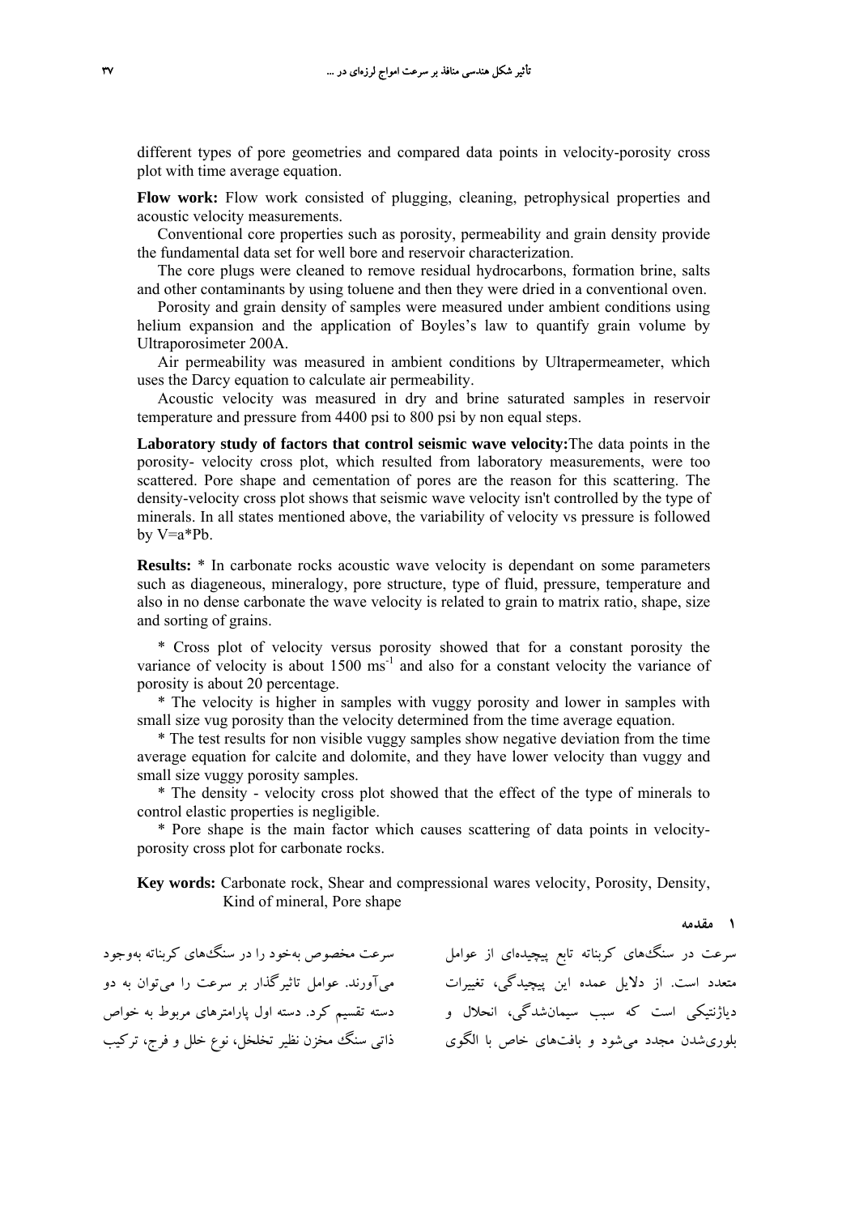different types of pore geometries and compared data points in velocity-porosity cross plot with time average equation.

**Flow work:** Flow work consisted of plugging, cleaning, petrophysical properties and acoustic velocity measurements.

Conventional core properties such as porosity, permeability and grain density provide the fundamental data set for well bore and reservoir characterization.

The core plugs were cleaned to remove residual hydrocarbons, formation brine, salts and other contaminants by using toluene and then they were dried in a conventional oven.

Porosity and grain density of samples were measured under ambient conditions using helium expansion and the application of Boyles's law to quantify grain volume by Ultraporosimeter 200A.

Air permeability was measured in ambient conditions by Ultrapermeameter, which uses the Darcy equation to calculate air permeability.

Acoustic velocity was measured in dry and brine saturated samples in reservoir temperature and pressure from 4400 psi to 800 psi by non equal steps.

**Laboratory study of factors that control seismic wave velocity:** The data points in the porosity- velocity cross plot, which resulted from laboratory measurements, were too scattered. Pore shape and cementation of pores are the reason for this scattering. The density-velocity cross plot shows that seismic wave velocity isn't controlled by the type of minerals. In all states mentioned above, the variability of velocity vs pressure is followed by $V=a*P^b$.

**Results:** * In carbonate rocks acoustic wave velocity is dependant on some parameters such as diageneous, mineralogy, pore structure, type of fluid, pressure, temperature and also in no dense carbonate the wave velocity is related to grain to matrix ratio, shape, size and sorting of grains.

* Cross plot of velocity versus porosity showed that for a constant porosity the variance of velocity is about 1500 $ms^{-1}$ and also for a constant velocity the variance of porosity is about 20 percentage.

* The velocity is higher in samples with vuggy porosity and lower in samples with small size vug porosity than the velocity determined from the time average equation.

* The test results for non visible vuggy samples show negative deviation from the time average equation for calcite and dolomite, and they have lower velocity than vuggy and small size vuggy porosity samples.

* The density - velocity cross plot showed that the effect of the type of minerals to control elastic properties is negligible.

* Pore shape is the main factor which causes scattering of data points in velocity-porosity cross plot for carbonate rocks.

**Key words:** Carbonate rock, Shear and compressional wares velocity, Porosity, Density, Kind of mineral, Pore shape

## ۱ مقدمه

سرعت در سنگ‌های کربناته تابع پیچیده‌ای از عوامل متعدد است. از دلایل عمده این پیچیدگی، تغییرات دیاژنتیکی است که سبب سیمان‌شدگی، انحلال و بلوری‌شدن مجدد می‌شود و بافت‌های خاص با الگوی سرعت مخصوص به‌خود را در سنگ‌های کربناته به‌وجود می‌آورند. عوامل تاثیرگذار بر سرعت را می‌توان به دو دسته تقسیم کرد. دسته اول پارامترهای مربوط به خواص ذاتی سنگ مخزن نظیر تخلخل، نوع خلل و فرج، ترکیب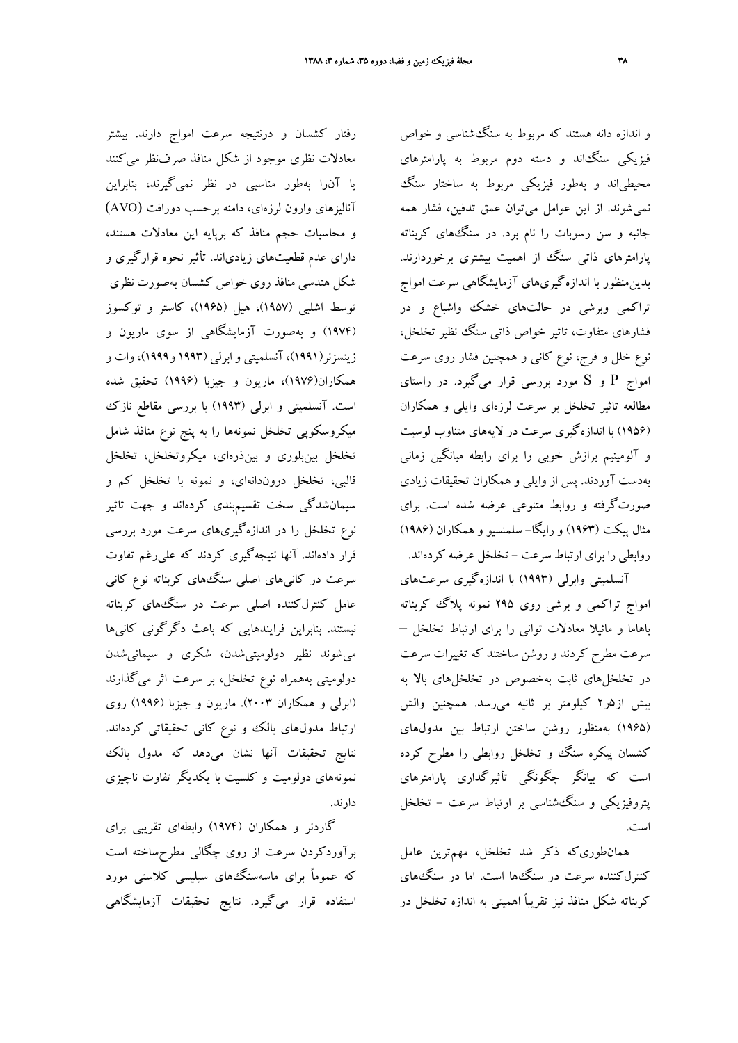و اندازه دانه هستند که مربوط به سنگ‌شناسی و خواص فیزیکی سنگ‌اند و دسته دوم مربوط به پارامترهای محیطی‌اند و به‌طور فیزیکی مربوط به ساختار سنگ نمی‌شوند. از این عوامل می‌توان عمق تدفین، فشار همه جانبه و سن رسوبات را نام برد. در سنگ‌های کربناته پارامترهای ذاتی سنگ از اهمیت بیشتری برخوردارند. بدین‌منظور با اندازه‌گیری‌های آزمایشگاهی سرعت امواج تراکمی وبرشی در حالت‌های خشک واشباع و در فشارهای متفاوت، تاثیر خواص ذاتی سنگ نظیر تخلخل، نوع خلل و فرج، نوع کانی و همچنین فشار روی سرعت امواج P و S مورد بررسی قرار می‌گیرد. در راستای مطالعه تاثیر تخلخل بر سرعت لرزه‌ای وایلی و همکاران (۱۹۵۶) با اندازه‌گیری سرعت در لایه‌های متناوب لوسیت و آلومینیم برازش خوبی را برای رابطه میانگین زمانی به‌دست آوردند. پس از وایلی و همکاران تحقیقات زیادی صورت‌گرفته و روابط متنوعی عرضه شده است. برای مثال پیکت (۱۹۶۳) و رایگا- سلمنسیو و همکاران (۱۹۸۶) روابطی را برای ارتباط سرعت - تخلخل عرضه کرده‌اند.

آنسلمیتی وابرلی (۱۹۹۳) با اندازه‌گیری سرعت‌های امواج تراکمی و برشی روی ۲۹۵ نمونه پلاگ کربناته باهاما و مائیلا معادلات توانی را برای ارتباط تخلخل – سرعت مطرح کردند و روشن ساختند که تغییرات سرعت در تخلخل‌های ثابت به‌خصوص در تخلخل‌های بالا به بیش از۲٫۵ کیلومتر بر ثانیه می‌رسد. همچنین والش (۱۹۶۵) به‌منظور روشن ساختن ارتباط بین مدول‌های کشسان پیکره سنگ و تخلخل روابطی را مطرح کرده است که بیانگر چگونگی تأثیرگذاری پارامترهای پتروفیزیکی و سنگ‌شناسی بر ارتباط سرعت - تخلخل است.

همان‌طوری‌که ذکر شد تخلخل، مهم‌ترین عامل کنترل‌کننده سرعت در سنگ‌ها است. اما در سنگ‌های کربناته شکل منافذ نیز تقریباً اهمیتی به اندازه تخلخل در رفتار کشسان و درنتیجه سرعت امواج دارند. بیشتر معادلات نظری موجود از شکل منافذ صرف‌نظر می‌کنند یا آن‌را به‌طور مناسبی در نظر نمی‌گیرند، بنابراین آنالیزهای وارون لرزه‌ای، دامنه برحسب دورافت (AVO) و محاسبات حجم منافذ که برپایه این معادلات هستند، دارای عدم قطعیت‌های زیادی‌اند. تأثیر نحوه قرارگیری و شکل هندسی منافذ روی خواص کشسان به‌صورت نظری توسط اشلبی (۱۹۵۷)، هیل (۱۹۶۵)، کاستر و توکسوز (۱۹۷۴) و به‌صورت آزمایشگاهی از سوی ماریون و زینسزنر(۱۹۹۱)، آنسلمیتی و ابرلی (۱۹۹۳ و۱۹۹۹)، وات و همکاران(۱۹۷۶)، ماریون و جیزبا (۱۹۹۶) تحقیق شده است. آنسلمیتی و ابرلی (۱۹۹۳) با بررسی مقاطع نازک میکروسکوپی تخلخل نمونه‌ها را به پنج نوع منافذ شامل تخلخل بین‌بلوری و بین‌ذره‌ای، میکروتخلخل، تخلخل قالبی، تخلخل درون‌دانه‌ای، و نمونه با تخلخل کم و سیمان‌شدگی سخت تقسیم‌بندی کرده‌اند و جهت تاثیر نوع تخلخل را در اندازه‌گیری‌های سرعت مورد بررسی قرار داده‌اند. آنها نتیجه‌گیری کردند که علی‌رغم تفاوت سرعت در کانی‌های اصلی سنگ‌های کربناته نوع کانی عامل کنترل‌کننده اصلی سرعت در سنگ‌های کربناته نیستند. بنابراین فرایندهایی که باعث دگرگونی کانی‌ها می‌شوند نظیر دولومیتی‌شدن، شکری و سیمانی‌شدن دولومیتی به‌همراه نوع تخلخل، بر سرعت اثر می‌گذارند (ابرلی و همکاران ۲۰۰۳). ماریون و جیزبا (۱۹۹۶) روی ارتباط مدول‌های بالک و نوع کانی تحقیقاتی کرده‌اند. نتایج تحقیقات آنها نشان می‌دهد که مدول بالک نمونه‌های دولومیت و کلسیت با یکدیگر تفاوت ناچیزی دارند.

گاردنر و همکاران (۱۹۷۴) رابطه‌ای تقریبی برای برآوردکردن سرعت از روی چگالی مطرح‌ساخته است که عموماً برای ماسه‌سنگ‌های سیلیسی کلاستی مورد استفاده قرار می‌گیرد. نتایج تحقیقات آزمایشگاهی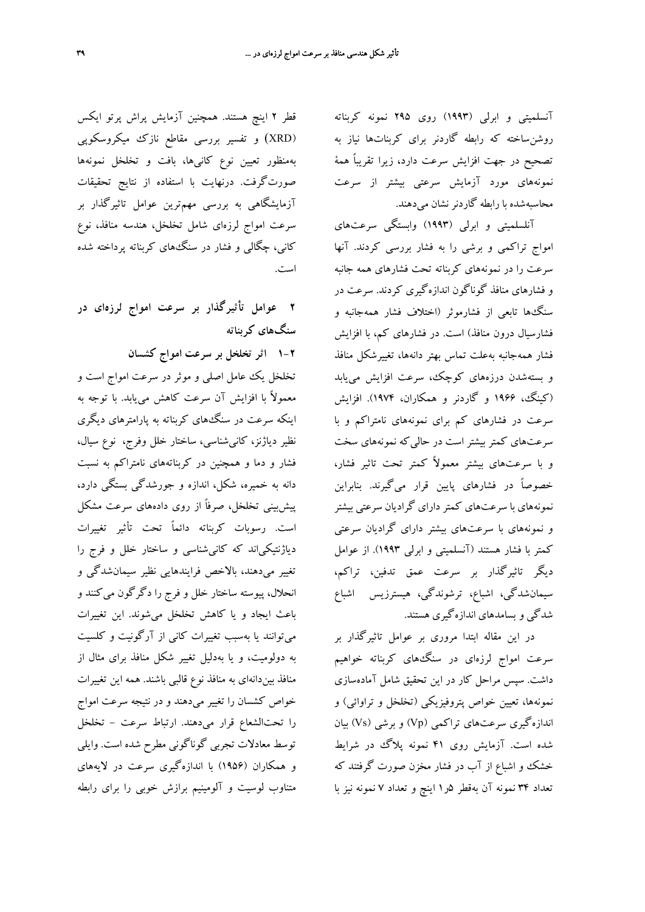آنسلمیتی و ابرلی (۱۹۹۳) روی ۲۹۵ نمونه کربناته روشن‌ساخته که رابطه گاردنر برای کربنات‌ها نیاز به تصحیح در جهت افزایش سرعت دارد، زیرا تقریباً همهٔ نمونه‌های مورد آزمایش سرعتی بیشتر از سرعت محاسبه‌شده با رابطه گاردنر نشان می‌دهند.

آنسلمیتی و ابرلی (۱۹۹۳) وابستگی سرعت‌های امواج تراکمی و برشی را به فشار بررسی کردند. آنها سرعت را در نمونه‌های کربناته تحت فشارهای همه جانبه و فشارهای منافذ گوناگون اندازه‌گیری کردند. سرعت در سنگ‌ها تابعی از فشارموثر (اختلاف فشار همه‌جانبه و فشارسیال درون منافذ) است. در فشارهای کم، با افزایش فشار همه‌جانبه به‌علت تماس بهتر دانه‌ها، تغییرشکل منافذ و بسته‌شدن درزه‌های کوچک، سرعت افزایش می‌یابد (کینگ، ۱۹۶۶ و گاردنر و همکاران، ۱۹۷۴). افزایش سرعت در فشارهای کم برای نمونه‌های نامتراکم و با سرعت‌های کمتر بیشتر است در حالی‌که نمونه‌های سخت و با سرعت‌های بیشتر معمولاً کمتر تحت تاثیر فشار، خصوصاً در فشارهای پایین قرار می‌گیرند. بنابراین نمونه‌های با سرعت‌های کمتر دارای گرادیان سرعتی بیشتر و نمونه‌های با سرعت‌های بیشتر دارای گرادیان سرعتی کمتر با فشار هستند (آنسلمیتی و ابرلی ۱۹۹۳). از عوامل دیگر تاثیرگذار بر سرعت عمق تدفین، تراکم، سیمان‌شدگی، اشباع، ترشوندگی، هیسترزیس اشباع شدگی و بسامدهای اندازه‌گیری هستند.

در این مقاله ابتدا مروری بر عوامل تاثیرگذار بر سرعت امواج لرزه‌ای در سنگ‌های کربناته خواهیم داشت. سپس مراحل کار در این تحقیق شامل آماده‌سازی نمونه‌ها، تعیین خواص پتروفیزیکی (تخلخل و تراوائی) و اندازه‌گیری سرعت‌های تراکمی (Vp) و برشی (Vs) بیان شده است. آزمایش روی ۴۱ نمونه پلاگ در شرایط خشک و اشباع از آب در فشار مخزن صورت گرفتند که تعداد ۳۴ نمونه آن به‌قطر ۱٫۵ اینچ و تعداد ۷ نمونه نیز با قطر ۲ اینچ هستند. همچنین آزمایش پراش پرتو ایکس (XRD) و تفسیر بررسی مقاطع نازک میکروسکوپی به‌منظور تعیین نوع کانی‌ها، بافت و تخلخل نمونه‌ها صورت‌گرفت. درنهایت با استفاده از نتایج تحقیقات آزمایشگاهی به بررسی مهم‌ترین عوامل تاثیرگذار بر سرعت امواج لرزه‌ای شامل تخلخل، هندسه منافذ، نوع کانی، چگالی و فشار در سنگ‌های کربناته پرداخته شده است.

## ۲ عوامل تأثیرگذار بر سرعت امواج لرزه‌ای در سنگ‌های کربناته

### ۲-۱ اثر تخلخل بر سرعت امواج کشسان

تخلخل یک عامل اصلی و موثر در سرعت امواج است و معمولاً با افزایش آن سرعت کاهش می‌یابد. با توجه به اینکه سرعت در سنگ‌های کربناته به پارامترهای دیگری نظیر دیاژنز، کانی‌شناسی، ساختار خلل وفرج، نوع سیال، فشار و دما و همچنین در کربناته‌های نامتراکم به نسبت دانه به خمیره، شکل، اندازه و جورشدگی بستگی دارد، پیش‌بینی تخلخل، صرفاً از روی داده‌های سرعت مشکل است. رسوبات کربناته دائماً تحت تأثیر تغییرات دیاژنتیکی‌اند که کانی‌شناسی و ساختار خلل و فرج را تغییر می‌دهند، بالاخص فرایندهایی نظیر سیمان‌شدگی و انحلال، پیوسته ساختار خلل و فرج را دگرگون می‌کنند و باعث ایجاد و یا کاهش تخلخل می‌شوند. این تغییرات می‌توانند یا به‌سبب تغییرات کانی از آرگونیت و کلسیت به دولومیت، و یا به‌دلیل تغییر شکل منافذ برای مثال از منافذ بین‌دانه‌ای به منافذ نوع قالبی باشند. همه این تغییرات خواص کشسان را تغییر می‌دهند و در نتیجه سرعت امواج را تحت‌الشعاع قرار می‌دهند. ارتباط سرعت - تخلخل توسط معادلات تجربی گوناگونی مطرح شده است. وایلی و همکاران (۱۹۵۶) با اندازه‌گیری سرعت در لایه‌های متناوب لوسیت و آلومینیم برازش خوبی را برای رابطه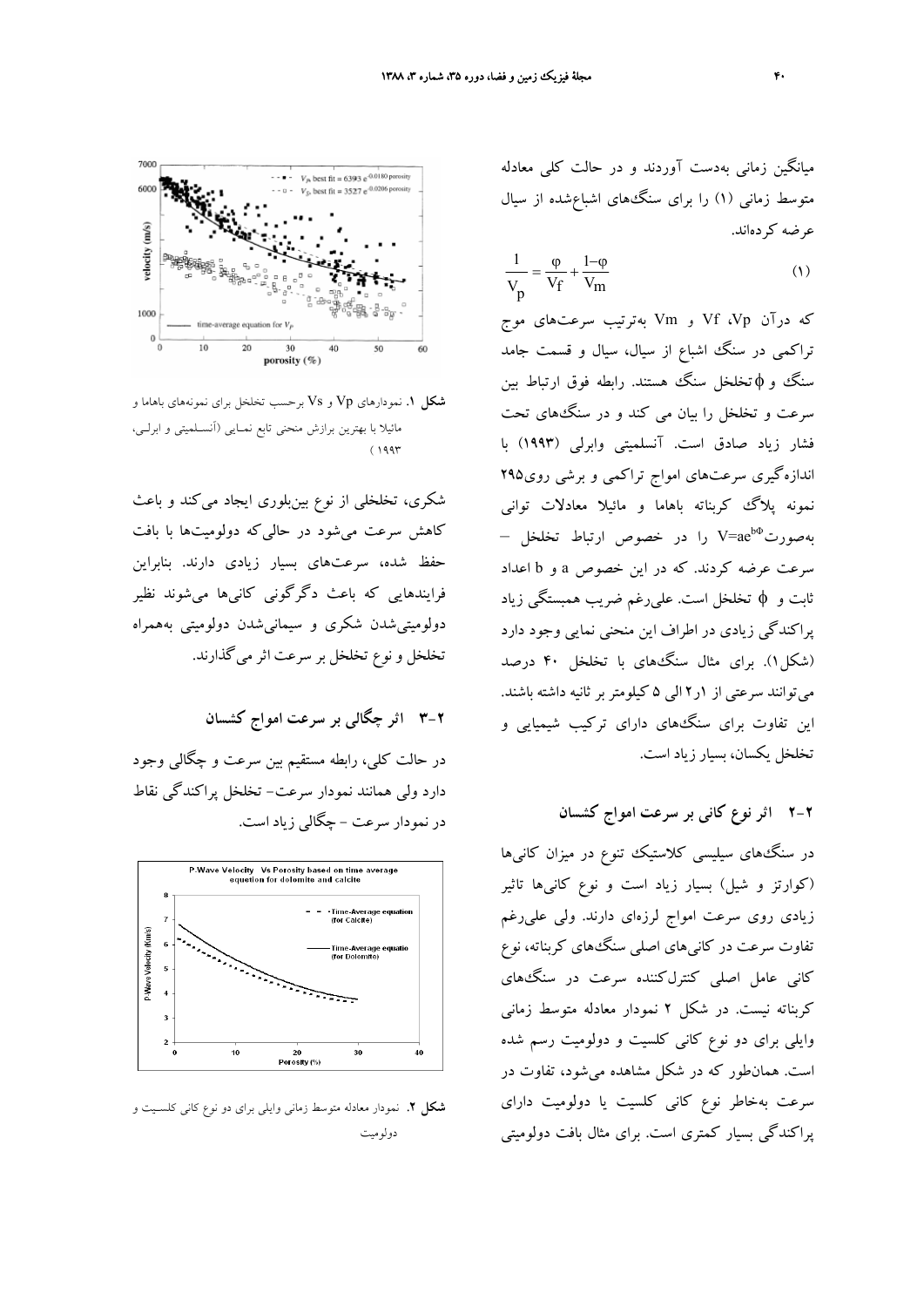میانگین زمانی به‌دست آوردند و در حالت کلی معادله متوسط زمانی (۱) را برای سنگ‌های اشباع‌شده از سیال عرضه کرده‌اند.

$$\frac{1}{V_p} = \frac{\varphi}{V_f} + \frac{1-\varphi}{V_m} \qquad (۱)$$

که درآن Vp، Vf و Vm به‌ترتیب سرعت‌های موج تراکمی در سنگ اشباع از سیال، سیال و قسمت جامد سنگ و $\phi$ تخلخل سنگ هستند. رابطه فوق ارتباط بین سرعت و تخلخل را بیان می کند و در سنگ‌های تحت فشار زیاد صادق است. آنسلمیتی وابرلی (۱۹۹۳) با اندازه‌گیری سرعت‌های امواج تراکمی و برشی روی۲۹۵ نمونه پلاگ کربناته باهاما و مائیلا معادلات توانی به‌صورت $V=ae^{b\Phi}$ را در خصوص ارتباط تخلخل – سرعت عرضه کردند. که در این خصوص a و b اعداد ثابت و $\phi$ تخلخل است. علی‌رغم ضریب همبستگی زیاد پراکندگی زیادی در اطراف این منحنی نمایی وجود دارد (شکل۱). برای مثال سنگ‌های با تخلخل ۴۰ درصد می‌توانند سرعتی از ۱ر۲ الی ۵ کیلومتر بر ثانیه داشته باشند. این تفاوت برای سنگ‌های دارای ترکیب شیمیایی و تخلخل یکسان، بسیار زیاد است.

## ۲-۲ اثر نوع کانی بر سرعت امواج کشسان

در سنگ‌های سیلیسی کلاستیک تنوع در میزان کانی‌ها (کوارتز و شیل) بسیار زیاد است و نوع کانی‌ها تاثیر زیادی روی سرعت امواج لرزه‌ای دارند. ولی علی‌رغم تفاوت سرعت در کانی‌های اصلی سنگ‌های کربناته، نوع کانی عامل اصلی کنترل‌کننده سرعت در سنگ‌های کربناته نیست. در شکل ۲ نمودار معادله متوسط زمانی وایلی برای دو نوع کانی کلسیت و دولومیت رسم شده است. همان‌طور که در شکل مشاهده می‌شود، تفاوت در سرعت به‌خاطر نوع کانی کلسیت یا دولومیت دارای پراکندگی بسیار کمتری است. برای مثال بافت دولومیتی شکری، تخلخلی از نوع بین‌بلوری ایجاد می‌کند و باعث کاهش سرعت می‌شود در حالی‌که دولومیت‌ها با بافت حفظ شده، سرعت‌های بسیار زیادی دارند. بنابراین فرایندهایی که باعث دگرگونی کانی‌ها می‌شوند نظیر دولومیتی‌شدن شکری و سیمانی‌شدن دولومیتی به‌همراه تخلخل و نوع تخلخل بر سرعت اثر می‌گذارند.

**شکل ۱.** نمودارهای Vp و Vs برحسب تخلخل برای نمونه‌های باهاما و مائیلا با بهترین برازش منحنی تابع نمایی (آنسلمیتی و ابرلی، ۱۹۹۳)

## ۳-۲ اثر چگالی بر سرعت امواج کشسان

در حالت کلی، رابطه مستقیم بین سرعت و چگالی وجود دارد ولی همانند نمودار سرعت- تخلخل پراکندگی نقاط در نمودار سرعت – چگالی زیاد است.

**شکل ۲.** نمودار معادله متوسط زمانی وایلی برای دو نوع کانی کلسیت و دولومیت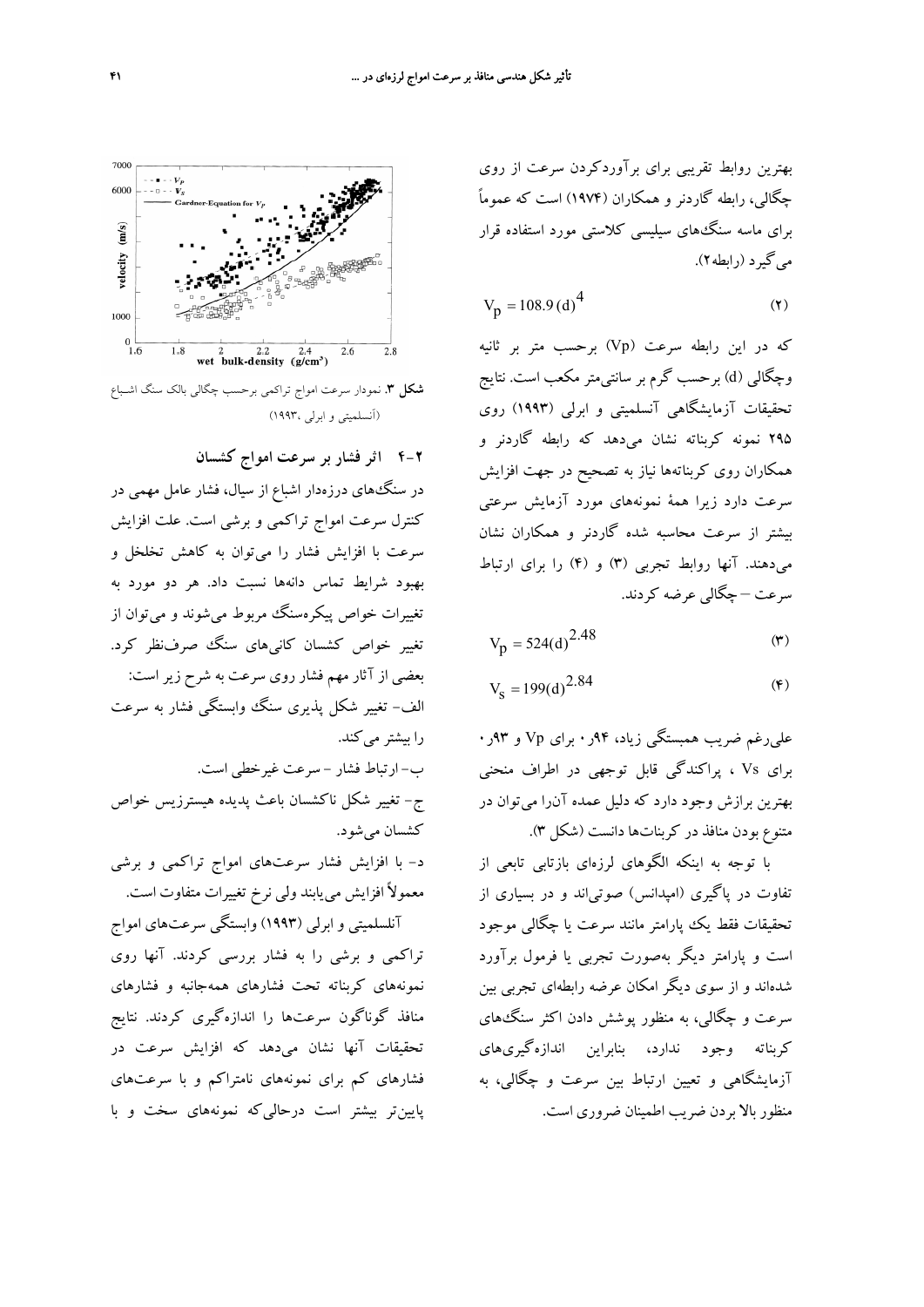بهترین روابط تقریبی برای برآوردکردن سرعت از روی چگالی، رابطه گاردنر و همکاران (۱۹۷۴) است که عموماً برای ماسه سنگ‌های سیلیسی کلاستی مورد استفاده قرار می‌گیرد (رابطه۲).

$$V_p = 108.9\,(d)^4 \qquad (۲)$$

که در این رابطه سرعت (Vp) برحسب متر بر ثانیه وچگالی (d) برحسب گرم بر سانتی‌متر مکعب است. نتایج تحقیقات آزمایشگاهی آنسلمیتی و ابرلی (۱۹۹۳) روی ۲۹۵ نمونه کربناته نشان می‌دهد که رابطه گاردنر و همکاران روی کربناته‌ها نیاز به تصحیح در جهت افزایش سرعت دارد زیرا همهٔ نمونه‌های مورد آزمایش سرعتی بیشتر از سرعت محاسبه شده گاردنر و همکاران نشان می‌دهند. آنها روابط تجربی (۳) و (۴) را برای ارتباط سرعت – چگالی عرضه کردند.

$$V_p = 524(d)^{2.48} \qquad (۳)$$

$$V_s = 199(d)^{2.84} \qquad (۴)$$

علی‌رغم ضریب همبستگی زیاد، ۰٫۹۴ برای Vp و ۰٫۹۳ برای Vs ، پراکندگی قابل توجهی در اطراف منحنی بهترین برازش وجود دارد که دلیل عمده آن‌را می‌توان در متنوع بودن منافذ در کربنات‌ها دانست (شکل ۳).

با توجه به اینکه الگوهای لرزه‌ای بازتابی تابعی از تفاوت در پاگیری (امپدانس) صوتی‌اند و در بسیاری از تحقیقات فقط یک پارامتر مانند سرعت یا چگالی موجود است و پارامتر دیگر به‌صورت تجربی یا فرمول برآورد شده‌اند و از سوی دیگر امکان عرضه رابطه‌ای تجربی بین سرعت و چگالی، به منظور پوشش دادن اکثر سنگ‌های کربناته وجود ندارد، بنابراین اندازه‌گیری‌های آزمایشگاهی و تعیین ارتباط بین سرعت و چگالی، به منظور بالا بردن ضریب اطمینان ضروری است.

**شکل ۳**. نمودار سرعت امواج تراکمی برحسب چگالی بالک سنگ اشباع (آنسلمیتی و ابرلی ،۱۹۹۳)

### ۲-۴ اثر فشار بر سرعت امواج کشسان

در سنگ‌های درزه‌دار اشباع از سیال، فشار عامل مهمی در کنترل سرعت امواج تراکمی و برشی است. علت افزایش سرعت با افزایش فشار را می‌توان به کاهش تخلخل و بهبود شرایط تماس دانه‌ها نسبت داد. هر دو مورد به تغییرات خواص پیکره‌سنگ مربوط می‌شوند و می‌توان از تغییر خواص کشسان کانی‌های سنگ صرف‌نظر کرد. بعضی از آثار مهم فشار روی سرعت به شرح زیر است:

الف- تغییر شکل پذیری سنگ وابستگی فشار به سرعت را بیشتر می‌کند.

ب- ارتباط فشار - سرعت غیرخطی است.

ج- تغییر شکل ناکشسان باعث پدیده هیسترزیس خواص کشسان می‌شود.

د- با افزایش فشار سرعت‌های امواج تراکمی و برشی معمولاً افزایش می‌یابند ولی نرخ تغییرات متفاوت است.

آنسلمیتی و ابرلی (۱۹۹۳) وابستگی سرعت‌های امواج تراکمی و برشی را به فشار بررسی کردند. آنها روی نمونه‌های کربناته تحت فشارهای همه‌جانبه و فشارهای منافذ گوناگون سرعت‌ها را اندازه‌گیری کردند. نتایج تحقیقات آنها نشان می‌دهد که افزایش سرعت در فشارهای کم برای نمونه‌های نامتراکم و با سرعت‌های پایین‌تر بیشتر است درحالی‌که نمونه‌های سخت و با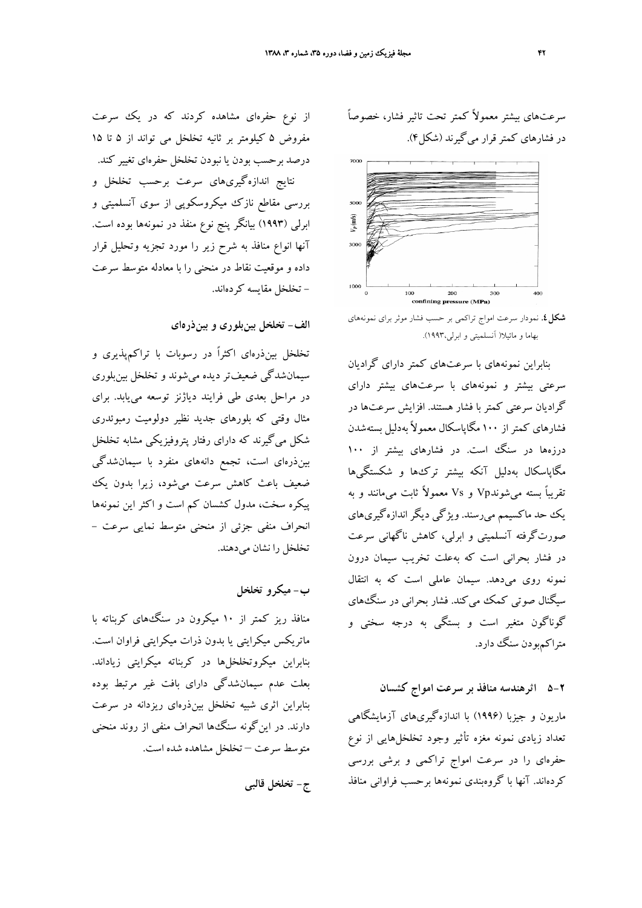سرعت‌های بیشتر معمولاً کمتر تحت تاثیر فشار، خصوصاً در فشارهای کمتر قرار می‌گیرند (شکل ۴).

**شکل ۴.** نمودار سرعت امواج تراکمی بر حسب فشار موثر برای نمونه‌های بهاما و مائیلا( آنسلمیتی و ابرلی،۱۹۹۳).

بنابراین نمونه‌های با سرعت‌های کمتر دارای گرادیان سرعتی بیشتر و نمونه‌های با سرعت‌های بیشتر دارای گرادیان سرعتی کمتر با فشار هستند. افزایش سرعت‌ها در فشارهای کمتر از ۱۰۰ مگاپاسکال معمولاً به‌دلیل بسته‌شدن درزها در سنگ است. در فشارهای بیشتر از ۱۰۰ مگاپاسکال به‌دلیل آنکه بیشتر ترک‌ها و شکستگی‌ها تقریباً بسته می‌شوندVp و Vs معمولاً ثابت می‌مانند و به یک حد ماکسیمم می‌رسند. ویژگی دیگر اندازه‌گیری‌های صورت‌گرفته آنسلمیتی و ابرلی، کاهش ناگهانی سرعت در فشار بحرانی است که به‌علت تخریب سیمان درون نمونه روی می‌دهد. سیمان عاملی است که به انتقال سیگنال صوتی کمک می‌کند. فشار بحرانی در سنگ‌های گوناگون متغیر است و بستگی به درجه سختی و متراکم‌بودن سنگ دارد.

### ۵-۲ اثرهندسه منافذ بر سرعت امواج کشسان

ماریون و جیزبا (۱۹۹۶) با اندازه‌گیری‌های آزمایشگاهی تعداد زیادی نمونه مغزه تأثیر وجود تخلخل‌هایی از نوع حفره‌ای را در سرعت امواج تراکمی و برشی بررسی کرده‌اند. آنها با گروه‌بندی نمونه‌ها برحسب فراوانی منافذ از نوع حفره‌ای مشاهده کردند که در یک سرعت مفروض ۵ کیلومتر بر ثانیه تخلخل می تواند از ۵ تا ۱۵ درصد برحسب بودن یا نبودن تخلخل حفره‌ای تغییر کند.

نتایج اندازه‌گیری‌های سرعت برحسب تخلخل و بررسی مقاطع نازک میکروسکوپی از سوی آنسلمیتی و ابرلی (۱۹۹۳) بیانگر پنج نوع منفذ در نمونه‌ها بوده است. آنها انواع منافذ به شرح زیر را مورد تجزیه وتحلیل قرار داده و موقعیت نقاط در منحنی را با معادله متوسط سرعت – تخلخل مقایسه کرده‌اند.

#### الف- تخلخل بین‌بلوری و بین‌ذره‌ای

تخلخل بین‌ذره‌ای اکثراً در رسوبات با تراکم‌پذیری و سیمان‌شدگی ضعیف‌تر دیده می‌شوند و تخلخل بین‌بلوری در مراحل بعدی طی فرایند دیاژنز توسعه می‌یابد. برای مثال وقتی که بلورهای جدید نظیر دولومیت رمبوئدری شکل می‌گیرند که دارای رفتار پتروفیزیکی مشابه تخلخل بین‌ذره‌ای است، تجمع دانه‌های منفرد با سیمان‌شدگی ضعیف باعث کاهش سرعت می‌شود، زیرا بدون یک پیکره سخت، مدول کشسان کم است و اکثر این نمونه‌ها انحراف منفی جزئی از منحنی متوسط نمایی سرعت – تخلخل را نشان می‌دهند.

#### ب- میکرو تخلخل

منافذ ریز کمتر از ۱۰ میکرون در سنگ‌های کربناته با ماتریکس میکرایتی یا بدون ذرات میکرایتی فراوان است. بنابراین میکروتخلخل‌ها در کربناته میکرایتی زیاداند. بعلت عدم سیمان‌شدگی دارای بافت غیر مرتبط بوده بنابراین اثری شبیه تخلخل بین‌ذره‌ای ریزدانه در سرعت دارند. در این‌گونه سنگ‌ها انحراف منفی از روند منحنی متوسط سرعت – تخلخل مشاهده شده است.

#### ج- تخلخل قالبی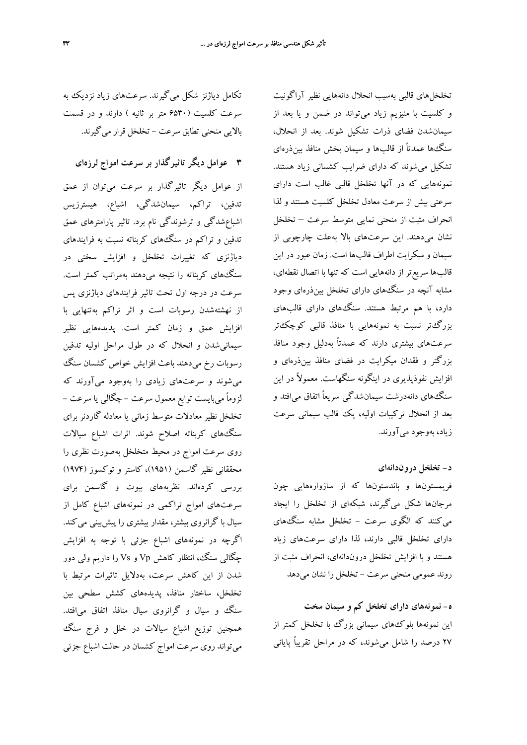تخلخل‌های قالبی به‌سبب انحلال دانه‌هایی نظیر آراگونیت و کلسیت با منیزیم زیاد می‌تواند در ضمن و یا بعد از سیمانی‌شدن فضای ذرات تشکیل شوند. بعد از انحلال، سنگ‌ها عمدتاً از قالب‌ها و سیمان بخش منافذ بین‌ذره‌ای تشکیل می‌شوند که دارای ضرایب کشسانی زیاد هستند. نمونه‌هایی که در آنها تخلخل قالبی غالب است دارای سرعتی بیش از سرعت معادل تخلخل کلسیت هستند و لذا انحراف مثبت از منحنی نمایی متوسط سرعت – تخلخل نشان می‌دهند. این سرعت‌های بالا به‌علت چارچوبی از سیمان و میکرایت اطراف قالب‌ها است. زمان عبور در این قالب‌ها سریع‌تر از دانه‌هایی است که تنها با اتصال نقطه‌ای، مشابه آنچه در سنگ‌های دارای تخلخل بین‌ذره‌ای وجود دارد، با هم مرتبط هستند. سنگ‌های دارای قالب‌های بزرگ‌تر نسبت به نمونه‌هایی با منافذ قالبی کوچک‌تر سرعت‌های بیشتری دارند که عمدتاً به‌دلیل وجود منافذ بزرگ‌تر و فقدان میکرایت در فضای منافذ بین‌ذره‌ای و افزایش نفوذپذیری در اینگونه سنگهاست. معمولاً در این سنگ‌های دانه‌درشت سیمان‌شدگی سریعاً اتفاق می‌افتد و بعد از انحلال ترکیبات اولیه، یک قالب سیمانی سرعت زیاد، به‌وجود می‌آورند.

**د- تخلخل درون‌دانه‌ای**

فریمستون‌ها و باندستون‌ها که از سازواره‌هایی چون مرجان‌ها شکل می‌گیرند، شبکه‌ای از تخلخل را ایجاد می‌کنند که الگوی سرعت - تخلخل مشابه سنگ‌های دارای تخلخل قالبی دارند، لذا دارای سرعت‌های زیاد هستند و با افزایش تخلخل درون‌دانه‌ای، انحراف مثبت از روند عمومی منحنی سرعت - تخلخل را نشان می‌دهد

**ه- نمونه‌های دارای تخلخل کم و سیمان سخت**

این نمونه‌ها بلوک‌های سیمانی بزرگ با تخلخل کمتر از ۲۷ درصد را شامل می‌شوند، که در مراحل تقریباً پایانی تکامل دیاژنز شکل می‌گیرند. سرعت‌های زیاد نزدیک به سرعت کلسیت (۶۵۳۰ متر بر ثانیه ) دارند و در قسمت بالایی منحنی تطابق سرعت - تخلخل قرار می‌گیرند.

## ۳ عوامل دیگر تاثیرگذار بر سرعت امواج لرزه‌ای

از عوامل دیگر تاثیرگذار بر سرعت می‌توان از عمق تدفین، تراکم، سیمان‌شدگی، اشباع، هیسترزیس اشباع‌شدگی و ترشوندگی نام برد. تاثیر پارامترهای عمق تدفین و تراکم در سنگ‌های کربناته نسبت به فرایندهای دیاژنزی که تغییرات تخلخل و افزایش سختی در سنگ‌های کربناته را نتیجه می‌دهند به‌مراتب کمتر است. سرعت در درجه اول تحت تاثیر فرایندهای دیاژنزی پس از نهشته‌شدن رسوبات است و اثر تراکم به‌تنهایی با افزایش عمق و زمان کمتر است. پدیده‌هایی نظیر سیمانی‌شدن و انحلال که در طول مراحل اولیه تدفین رسوبات رخ می‌دهند باعث افزایش خواص کشسان سنگ می‌شوند و سرعت‌های زیادی را به‌وجود می‌آورند که لزوماً می‌بایست توابع معمول سرعت - چگالی یا سرعت - تخلخل نظیر معادلات متوسط زمانی یا معادله گاردنر برای سنگ‌های کربناته اصلاح شوند. اثرات اشباع سیالات روی سرعت امواج در محیط متخلخل به‌صورت نظری را محققانی نظیر گاسمن (۱۹۵۱)، کاستر و توکسوز (۱۹۷۴) بررسی کرده‌اند. نظریه‌های بیوت و گاسمن برای سرعت‌های امواج تراکمی در نمونه‌های اشباع کامل از سیال با گرانروی بیشتر، مقدار بیشتری را پیش‌بینی می‌کند. اگرچه در نمونه‌های اشباع جزئی با توجه به افزایش چگالی سنگ، انتظار کاهش Vp و Vs را داریم ولی دور شدن از این کاهش سرعت، به‌دلایل تاثیرات مرتبط با تخلخل، ساختار منافذ، پدیده‌های کشش سطحی بین سنگ و سیال و گرانروی سیال منافذ اتفاق می‌افتد. همچنین توزیع اشباع سیالات در خلل و فرج سنگ می‌تواند روی سرعت امواج کشسان در حالت اشباع جزئی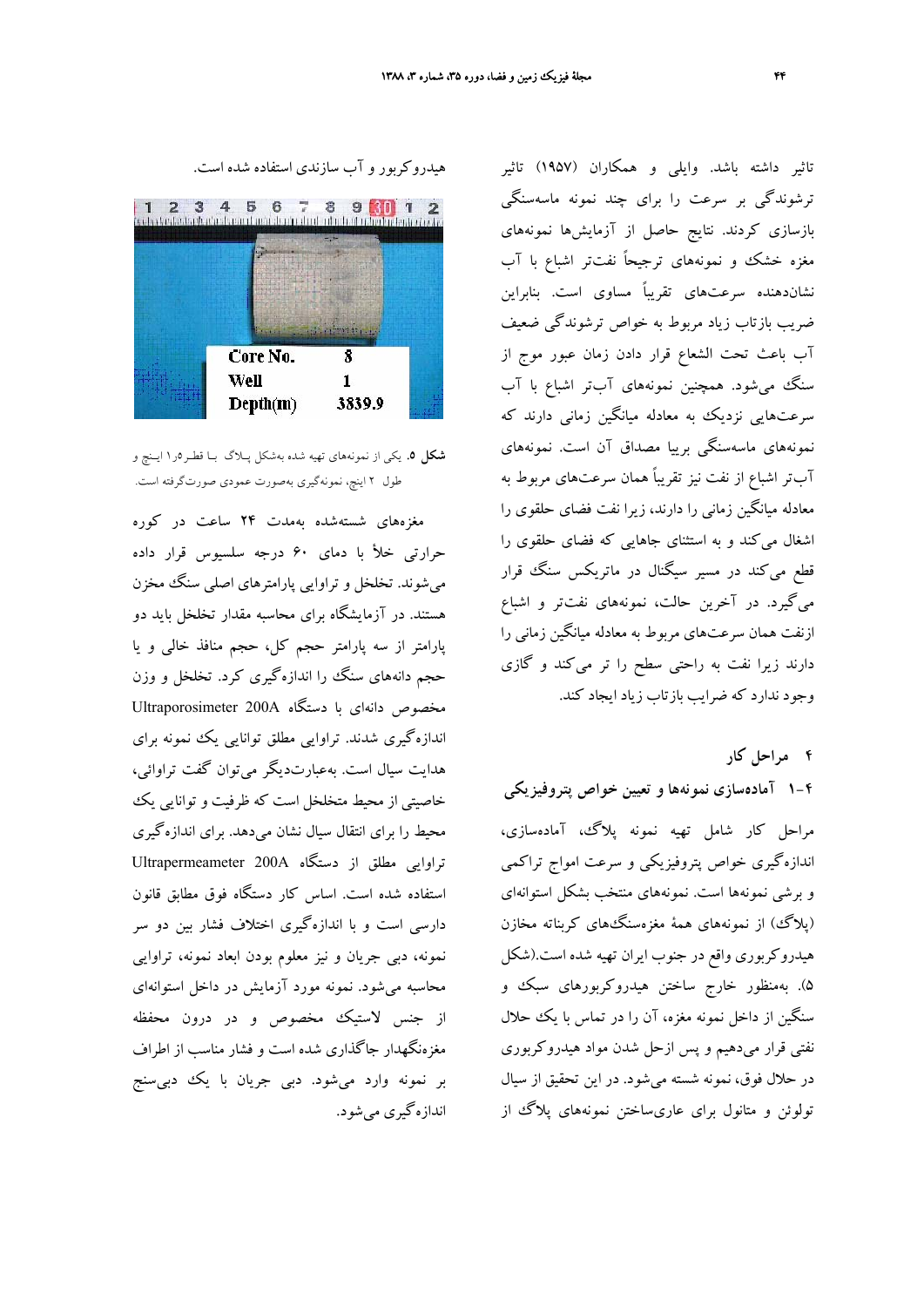تاثیر داشته باشد. وایلی و همکاران (۱۹۵۷) تاثیر ترشوندگی بر سرعت را برای چند نمونه ماسه‌سنگی بازسازی کردند. نتایج حاصل از آزمایش‌ها نمونه‌های مغزه خشک و نمونه‌های ترجیحاً نفت‌تر اشباع با آب نشان‌دهنده سرعت‌های تقریباً مساوی است. بنابراین ضریب بازتاب زیاد مربوط به خواص ترشوندگی ضعیف آب باعث تحت الشعاع قرار دادن زمان عبور موج از سنگ می‌شود. همچنین نمونه‌های آب‌تر اشباع با آب سرعت‌هایی نزدیک به معادله میانگین زمانی دارند که نمونه‌های ماسه‌سنگی بریا مصداق آن است. نمونه‌های آب‌تر اشباع از نفت نیز تقریباً همان سرعت‌های مربوط به معادله میانگین زمانی را دارند، زیرا نفت فضای حلقوی را اشغال می‌کند و به استثنای جاهایی که فضای حلقوی را قطع می‌کند در مسیر سیگنال در ماتریکس سنگ قرار می‌گیرد. در آخرین حالت، نمونه‌های نفت‌تر و اشباع ازنفت همان سرعت‌های مربوط به معادله میانگین زمانی را دارند زیرا نفت به راحتی سطح را تر می‌کند و گازی وجود ندارد که ضرایب بازتاب زیاد ایجاد کند.

## ۴ مراحل کار

### ۴-۱ آماده‌سازی نمونه‌ها و تعیین خواص پتروفیزیکی

مراحل کار شامل تهیه نمونه پلاگ، آماده‌سازی، اندازه‌گیری خواص پتروفیزیکی و سرعت امواج تراکمی و برشی نمونه‌ها است. نمونه‌های منتخب بشکل استوانه‌ای (پلاگ) از نمونه‌های همهٔ مغزه‌سنگ‌های کربناته مخازن هیدروکربوری واقع در جنوب ایران تهیه شده است.(شکل ۵). به‌منظور خارج ساختن هیدروکربورهای سبک و سنگین از داخل نمونه مغزه، آن را در تماس با یک حلال نفتی قرار می‌دهیم و پس ازحل شدن مواد هیدروکربوری در حلال فوق، نمونه شسته می‌شود. در این تحقیق از سیال تولوئن و متانول برای عاری‌ساختن نمونه‌های پلاگ از هیدروکربور و آب سازندی استفاده شده است.

**شکل ۵.** یکی از نمونه‌های تهیه شده به‌شکل پلاگ با قطر ۱/۵ اینچ و طول ۲ اینچ، نمونه‌گیری به‌صورت عمودی صورت‌گرفته است.

مغزه‌های شسته‌شده به‌مدت ۲۴ ساعت در کوره حرارتی خلأ با دمای ۶۰ درجه سلسیوس قرار داده می‌شوند. تخلخل و تراوایی پارامترهای اصلی سنگ مخزن هستند. در آزمایشگاه برای محاسبه مقدار تخلخل باید دو پارامتر از سه پارامتر حجم کل، حجم منافذ خالی و یا حجم دانه‌های سنگ را اندازه‌گیری کرد. تخلخل و وزن مخصوص دانه‌ای با دستگاه Ultraporosimeter 200A اندازه‌گیری شدند. تراوایی مطلق توانایی یک نمونه برای هدایت سیال است. به‌عبارت‌دیگر می‌توان گفت تراوائی، خاصیتی از محیط متخلخل است که ظرفیت و توانایی یک محیط را برای انتقال سیال نشان می‌دهد. برای اندازه‌گیری تراوایی مطلق از دستگاه Ultrapermeameter 200A استفاده شده است. اساس کار دستگاه فوق مطابق قانون دارسی است و با اندازه‌گیری اختلاف فشار بین دو سر نمونه، دبی جریان و نیز معلوم بودن ابعاد نمونه، تراوایی محاسبه می‌شود. نمونه مورد آزمایش در داخل استوانه‌ای از جنس لاستیک مخصوص و در درون محفظه مغزه‌نگهدار جاگذاری شده است و فشار مناسب از اطراف بر نمونه وارد می‌شود. دبی جریان با یک دبی‌سنج اندازه‌گیری می‌شود.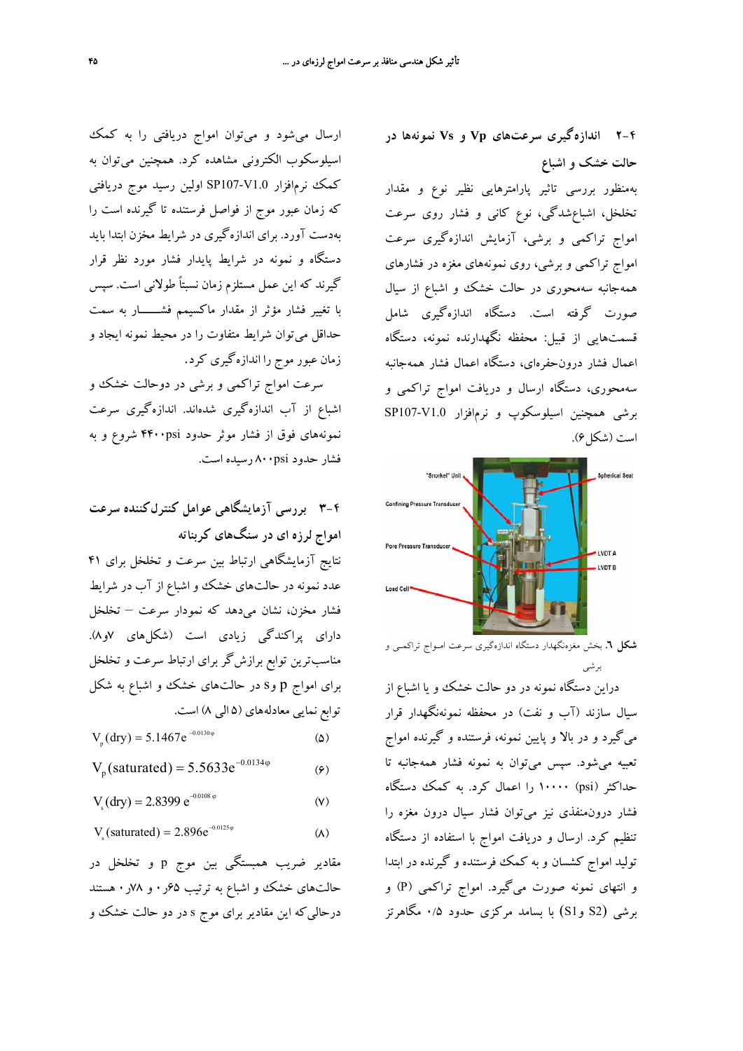## ۴-۲ اندازه‌گیری سرعت‌های Vp و Vs نمونه‌ها در حالت خشک و اشباع

به‌منظور بررسی تاثیر پارامترهایی نظیر نوع و مقدار تخلخل، اشباع‌شدگی، نوع کانی و فشار روی سرعت امواج تراکمی و برشی، آزمایش اندازه‌گیری سرعت امواج تراکمی و برشی، روی نمونه‌های مغزه در فشارهای همه‌جانبه سه‌محوری در حالت خشک و اشباع از سیال صورت گرفته است. دستگاه اندازه‌گیری شامل قسمت‌هایی از قبیل: محفظه نگهدارنده نمونه، دستگاه اعمال فشار درون‌حفره‌ای، دستگاه اعمال فشار همه‌جانبه سه‌محوری، دستگاه ارسال و دریافت امواج تراکمی و برشی و همچنین اسیلوسکوپ و نرم‌افزار SP107-V1.0 است (شکل ۶).

**شکل ۶.** بخش مغزه‌نگهدار دستگاه اندازه‌گیری سرعت امواج تراکمی و برشی

دراین دستگاه نمونه در دو حالت خشک و یا اشباع از سیال سازند (آب و نفت) در محفظه نمونه‌نگهدار قرار می‌گیرد و در بالا و پایین نمونه، فرستنده و گیرنده امواج تعبیه می‌شود. سپس می‌توان به نمونه فشار همه‌جانبه تا حداکثر (psi) ۱۰۰۰۰ را اعمال کرد. به کمک دستگاه فشار درون‌منفذی نیز می‌توان فشار سیال درون مغزه را تنظیم کرد. ارسال و دریافت امواج با استفاده از دستگاه تولید امواج کشسان و به کمک فرستنده و گیرنده در ابتدا و انتهای نمونه صورت می‌گیرد. امواج تراکمی (P) و برشی (S2 و S1) با بسامد مرکزی حدود ۰/۵ مگاهرتز ارسال می‌شود و می‌توان امواج دریافتی را به کمک اسیلوسکوب الکترونی مشاهده کرد. همچنین می‌توان به کمک نرم‌افزار SP107-V1.0 اولین رسید موج دریافتی که زمان عبور موج از فواصل فرستنده تا گیرنده است را به‌دست آورد. برای اندازه‌گیری در شرایط مخزن ابتدا باید دستگاه و نمونه در شرایط پایدار فشار مورد نظر قرار گیرند که این عمل مستلزم زمان نسبتاً طولانی است. سپس با تغییر فشار مؤثر از مقدار ماکسیمم فشـــــار به سمت حداقل می‌توان شرایط متفاوت را در محیط نمونه ایجاد و زمان عبور موج را اندازه‌گیری کرد.

سرعت امواج تراکمی و برشی در دوحالت خشک و اشباع از آب اندازه‌گیری شده‌اند. اندازه‌گیری سرعت نمونه‌های فوق از فشار موثر حدود psi۴۴۰۰ شروع و به فشار حدود psi۸۰۰ رسیده است.

## ۴-۳ بررسی آزمایشگاهی عوامل کنترل‌کننده سرعت امواج لرزه ای در سنگ‌های کربناته

نتایج آزمایشگاهی ارتباط بین سرعت و تخلخل برای ۴۱ عدد نمونه در حالت‌های خشک و اشباع از آب در شرایط فشار مخزن، نشان می‌دهد که نمودار سرعت – تخلخل دارای پراکندگی زیادی است (شکل‌های ۷و۸). مناسب‌ترین توابع برازش‌گر برای ارتباط سرعت و تخلخل برای امواج p و s در حالت‌های خشک و اشباع به شکل توابع نمایی معادله‌های (۵ الی ۸) است.

$$V_p(\text{dry}) = 5.1467e^{-0.0130\varphi} \qquad (۵)$$

$$V_p(\text{saturated}) = 5.5633e^{-0.0134\varphi} \qquad (۶)$$

$$V_s(\text{dry}) = 2.8399\, e^{-0.0108\,\varphi} \qquad (۷)$$

$$V_s(\text{saturated}) = 2.896e^{-0.0125\varphi} \qquad (۸)$$

مقادیر ضریب همبستگی بین موج p و تخلخل در حالت‌های خشک و اشباع به ترتیب ۶۵ر۰ و ۷۸ر۰ هستند درحالی‌که این مقادیر برای موج s در دو حالت خشک و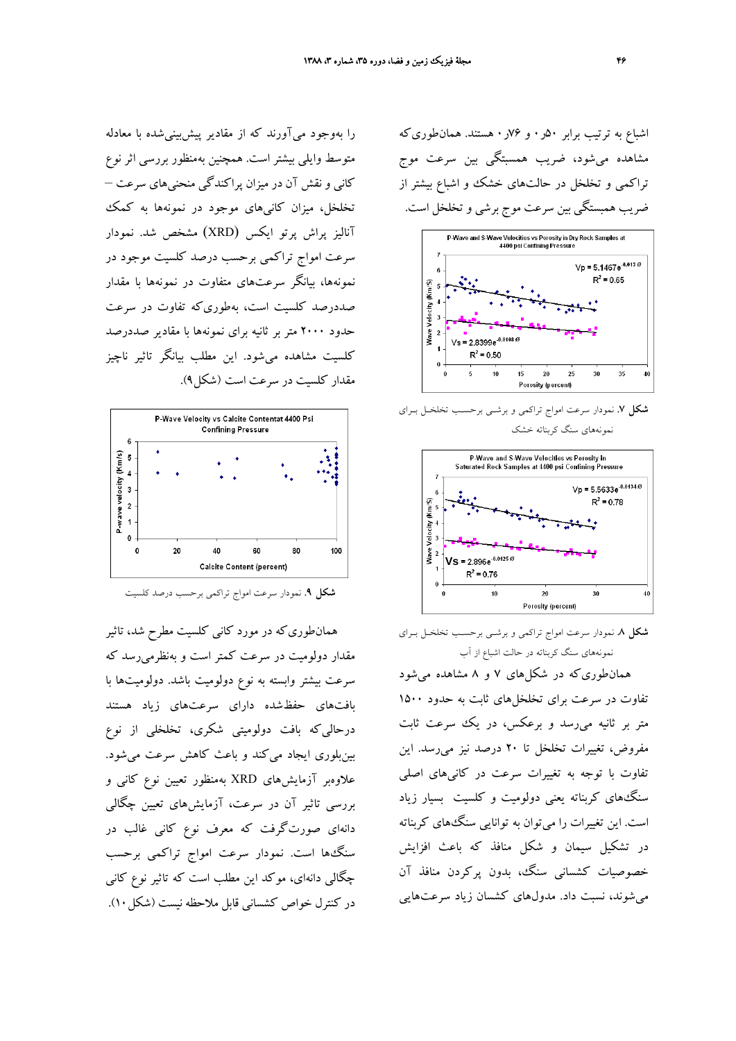اشباع به ترتیب برابر ۰٫۵۰ و ۰٫۷۶ هستند. همان‌طوری‌که مشاهده می‌شود، ضریب همبستگی بین سرعت موج تراکمی و تخلخل در حالت‌های خشک و اشباع بیشتر از ضریب همبستگی بین سرعت موج برشی و تخلخل است.

**شکل ۷.** نمودار سرعت امواج تراکمی و برشی برحسب تخلخل بـرای نمونه‌های سنگ کربناته خشک

**شکل ۸.** نمودار سرعت امواج تراکمی و برشی برحسب تخلخل بـرای نمونه‌های سنگ کربناته در حالت اشباع از آب

همان‌طوری‌که در شکل‌های ۷ و ۸ مشاهده می‌شود تفاوت در سرعت برای تخلخل‌های ثابت به حدود ۱۵۰۰ متر بر ثانیه می‌رسد و برعکس، در یک سرعت ثابت مفروض، تغییرات تخلخل تا ۲۰ درصد نیز می‌رسد. این تفاوت با توجه به تغییرات سرعت در کانی‌های اصلی سنگ‌های کربناته یعنی دولومیت و کلسیت بسیار زیاد است. این تغییرات را می‌توان به توانایی سنگ‌های کربناته در تشکیل سیمان و شکل منافذ که باعث افزایش خصوصیات کشسانی سنگ، بدون پرکردن منافذ آن می‌شوند، نسبت داد. مدول‌های کشسان زیاد سرعت‌هایی را به‌وجود می‌آورند که از مقادیر پیش‌بینی‌شده با معادله متوسط وایلی بیشتر است. همچنین به‌منظور بررسی اثر نوع کانی و نقش آن در میزان پراکندگی منحنی‌های سرعت – تخلخل، میزان کانی‌های موجود در نمونه‌ها به کمک آنالیز پراش پرتو ایکس (XRD) مشخص شد. نمودار سرعت امواج تراکمی برحسب درصد کلسیت موجود در نمونه‌ها، بیانگر سرعت‌های متفاوت در نمونه‌ها با مقدار صددرصد کلسیت است، به‌طوری‌که تفاوت در سرعت حدود ۲۰۰۰ متر بر ثانیه برای نمونه‌ها با مقادیر صددرصد کلسیت مشاهده می‌شود. این مطلب بیانگر تاثیر ناچیز مقدار کلسیت در سرعت است (شکل۹).

**شکل ۹.** نمودار سرعت امواج تراکمی برحسب درصد کلسیت

همان‌طوری‌که در مورد کانی کلسیت مطرح شد، تاثیر مقدار دولومیت در سرعت کمتر است و به‌نظرمی‌رسد که سرعت بیشتر وابسته به نوع دولومیت باشد. دولومیت‌ها با بافت‌های حفظ‌شده دارای سرعت‌های زیاد هستند درحالی‌که بافت دولومیتی شکری، تخلخلی از نوع بین‌بلوری ایجاد می‌کند و باعث کاهش سرعت می‌شود. علاوه‌بر آزمایش‌های XRD به‌منظور تعیین نوع کانی و بررسی تاثیر آن در سرعت، آزمایش‌های تعیین چگالی دانه‌ای صورت‌گرفت که معرف نوع کانی غالب در سنگ‌ها است. نمودار سرعت امواج تراکمی برحسب چگالی دانه‌ای، موکد این مطلب است که تاثیر نوع کانی در کنترل خواص کشسانی قابل ملاحظه نیست (شکل ۱۰).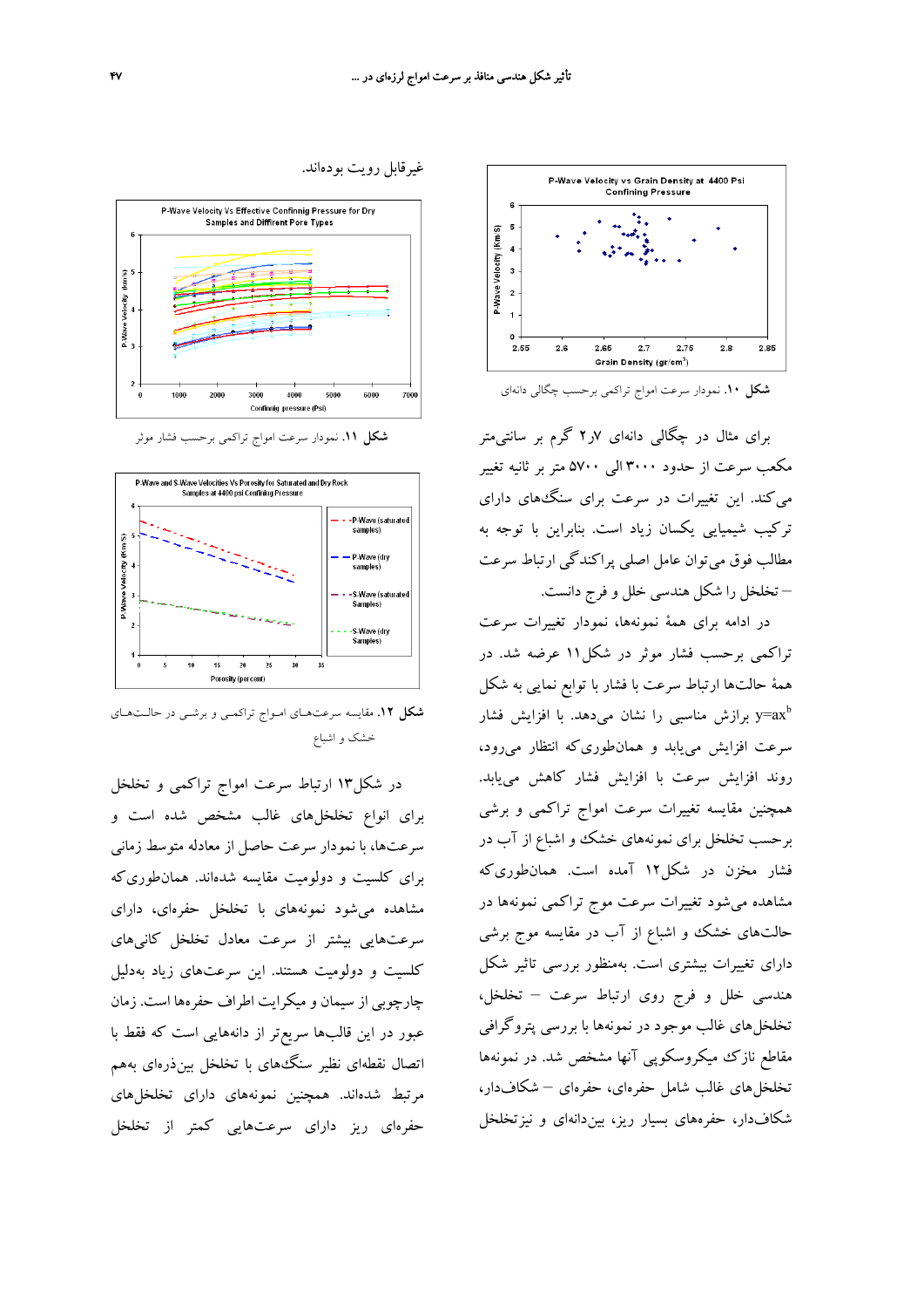شکل ۱۰. نمودار سرعت امواج تراکمی برحسب چگالی دانه‌ای

برای مثال در چگالی دانه‌ای ۲٫۷ گرم بر سانتی‌متر مکعب سرعت از حدود ۳۰۰۰ الی ۵۷۰۰ متر بر ثانیه تغییر می‌کند. این تغییرات در سرعت برای سنگ‌های دارای ترکیب شیمیایی یکسان زیاد است. بنابراین با توجه به مطالب فوق می‌توان عامل اصلی پراکندگی ارتباط سرعت – تخلخل را شکل هندسی خلل و فرج دانست.

در ادامه برای همهٔ نمونه‌ها، نمودار تغییرات سرعت تراکمی برحسب فشار موثر در شکل ۱۱ عرضه شد. در همهٔ حالت‌ها ارتباط سرعت با فشار با توابع نمایی به شکل $y=ax^b$ برازش مناسبی را نشان می‌دهد. با افزایش فشار سرعت افزایش می‌یابد و همان‌طوری‌که انتظار می‌رود، روند افزایش سرعت با افزایش فشار کاهش می‌یابد. همچنین مقایسه تغییرات سرعت امواج تراکمی و برشی برحسب تخلخل برای نمونه‌های خشک و اشباع از آب در فشار مخزن در شکل ۱۲ آمده است. همان‌طوری‌که مشاهده می‌شود تغییرات سرعت موج تراکمی نمونه‌ها در حالت‌های خشک و اشباع از آب در مقایسه موج برشی دارای تغییرات بیشتری است. به‌منظور بررسی تاثیر شکل هندسی خلل و فرج روی ارتباط سرعت – تخلخل، تخلخل‌های غالب موجود در نمونه‌ها با بررسی پتروگرافی مقاطع نازک میکروسکوپی آنها مشخص شد. در نمونه‌ها تخلخل‌های غالب شامل حفره‌ای، حفره‌ای – شکاف‌دار، شکاف‌دار، حفره‌های بسیار ریز، بین‌دانه‌ای و نیزتخلخل غیرقابل رویت بوده‌اند.

شکل ۱۱. نمودار سرعت امواج تراکمی برحسب فشار موثر

شکل ۱۲. مقایسه سرعت‌های امواج تراکمی و برشی در حالت‌های خشک و اشباع

در شکل ۱۳ ارتباط سرعت امواج تراکمی و تخلخل برای انواع تخلخل‌های غالب مشخص شده است و سرعت‌ها، با نمودار سرعت حاصل از معادله متوسط زمانی برای کلسیت و دولومیت مقایسه شده‌اند. همان‌طوری‌که مشاهده می‌شود نمونه‌های با تخلخل حفره‌ای، دارای سرعت‌هایی بیشتر از سرعت معادل تخلخل کانی‌های کلسیت و دولومیت هستند. این سرعت‌های زیاد به‌دلیل چارچوبی از سیمان و میکرایت اطراف حفره‌ها است. زمان عبور در این قالب‌ها سریع‌تر از دانه‌هایی است که فقط با اتصال نقطه‌ای نظیر سنگ‌های با تخلخل بین‌ذره‌ای به‌هم مرتبط شده‌اند. همچنین نمونه‌های دارای تخلخل‌های حفره‌ای ریز دارای سرعت‌هایی کمتر از تخلخل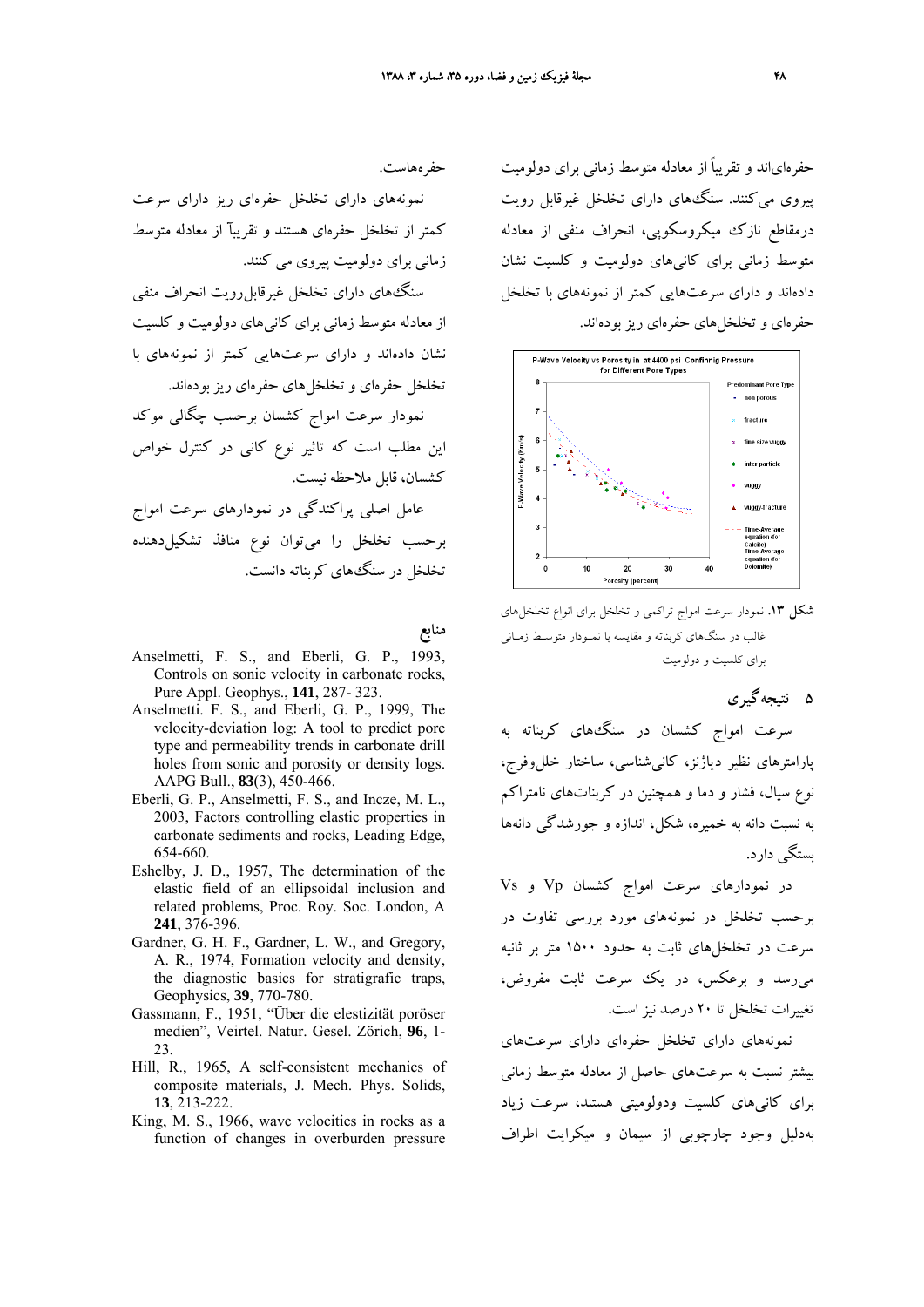حفره‌ای‌اند و تقریباً از معادله متوسط زمانی برای دولومیت پیروی می‌کنند. سنگ‌های دارای تخلخل غیرقابل رویت درمقاطع نازک میکروسکوپی، انحراف منفی از معادله متوسط زمانی برای کانی‌های دولومیت و کلسیت نشان داده‌اند و دارای سرعت‌هایی کمتر از نمونه‌های با تخلخل حفره‌ای و تخلخل‌های حفره‌ای ریز بوده‌اند.

**شکل ۱۳.** نمودار سرعت امواج تراکمی و تخلخل برای انواع تخلخل‌های غالب در سنگ‌های کربناته و مقایسه با نمـودار متوسـط زمـانی برای کلسیت و دولومیت

## ۵ نتیجه‌گیری

سرعت امواج کشسان در سنگ‌های کربناته به پارامترهای نظیر دیاژنز، کانی‌شناسی، ساختار خلل‌وفرج، نوع سیال، فشار و دما و همچنین در کربنات‌های نامتراکم به نسبت دانه به خمیره، شکل، اندازه و جورشدگی دانه‌ها بستگی دارد.

در نمودارهای سرعت امواج کشسان Vp و Vs برحسب تخلخل در نمونه‌های مورد بررسی تفاوت در سرعت در تخلخل‌های ثابت به حدود ۱۵۰۰ متر بر ثانیه می‌رسد و برعکس، در یک سرعت ثابت مفروض، تغییرات تخلخل تا ۲۰ درصد نیز است.

نمونه‌های دارای تخلخل حفره‌ای دارای سرعت‌های بیشتر نسبت به سرعت‌های حاصل از معادله متوسط زمانی برای کانی‌های کلسیت ودولومیتی هستند، سرعت زیاد به‌دلیل وجود چارچوبی از سیمان و میکرایت اطراف حفره‌هاست.

نمونه‌های دارای تخلخل حفره‌ای ریز دارای سرعت کمتر از تخلخل حفره‌ای هستند و تقریباً از معادله متوسط زمانی برای دولومیت پیروی می کنند.

سنگ‌های دارای تخلخل غیرقابل‌رویت انحراف منفی از معادله متوسط زمانی برای کانی‌های دولومیت و کلسیت نشان داده‌اند و دارای سرعت‌هایی کمتر از نمونه‌های با تخلخل حفره‌ای و تخلخل‌های حفره‌ای ریز بوده‌اند.

نمودار سرعت امواج کشسان برحسب چگالی موکد این مطلب است که تاثیر نوع کانی در کنترل خواص کشسان، قابل ملاحظه نیست.

عامل اصلی پراکندگی در نمودارهای سرعت امواج برحسب تخلخل را می‌توان نوع منافذ تشکیل‌دهنده تخلخل در سنگ‌های کربناته دانست.

## منابع

Anselmetti, F. S., and Eberli, G. P., 1993, Controls on sonic velocity in carbonate rocks, Pure Appl. Geophys., **141**, 287- 323.

Anselmetti. F. S., and Eberli, G. P., 1999, The velocity-deviation log: A tool to predict pore type and permeability trends in carbonate drill holes from sonic and porosity or density logs. AAPG Bull., **83**(3), 450-466.

Eberli, G. P., Anselmetti, F. S., and Incze, M. L., 2003, Factors controlling elastic properties in carbonate sediments and rocks, Leading Edge, 654-660.

Eshelby, J. D., 1957, The determination of the elastic field of an ellipsoidal inclusion and related problems, Proc. Roy. Soc. London, A **241**, 376-396.

Gardner, G. H. F., Gardner, L. W., and Gregory, A. R., 1974, Formation velocity and density, the diagnostic basics for stratigrafic traps, Geophysics, **39**, 770-780.

Gassmann, F., 1951, "Über die elestizität poröser medien", Veirtel. Natur. Gesel. Zörich, **96**, 1-23.

Hill, R., 1965, A self-consistent mechanics of composite materials, J. Mech. Phys. Solids, **13**, 213-222.

King, M. S., 1966, wave velocities in rocks as a function of changes in overburden pressure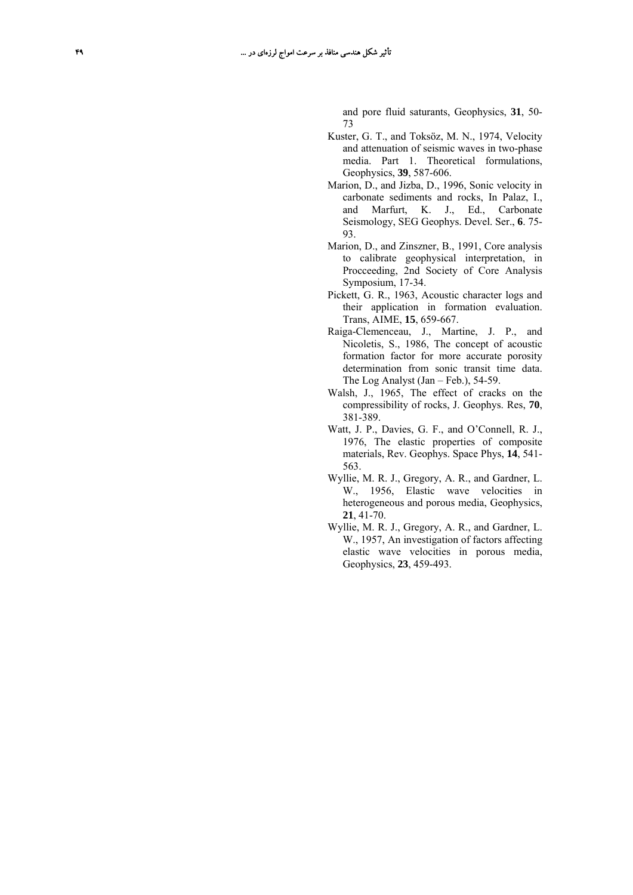and pore fluid saturants, Geophysics, **31**, 50-73

Kuster, G. T., and Toksöz, M. N., 1974, Velocity and attenuation of seismic waves in two-phase media. Part 1. Theoretical formulations, Geophysics, **39**, 587-606.

Marion, D., and Jizba, D., 1996, Sonic velocity in carbonate sediments and rocks, In Palaz, I., and Marfurt, K. J., Ed., Carbonate Seismology, SEG Geophys. Devel. Ser., **6**. 75-93.

Marion, D., and Zinszner, B., 1991, Core analysis to calibrate geophysical interpretation, in Procceeding, 2nd Society of Core Analysis Symposium, 17-34.

Pickett, G. R., 1963, Acoustic character logs and their application in formation evaluation. Trans, AIME, **15**, 659-667.

Raiga-Clemenceau, J., Martine, J. P., and Nicoletis, S., 1986, The concept of acoustic formation factor for more accurate porosity determination from sonic transit time data. The Log Analyst (Jan – Feb.), 54-59.

Walsh, J., 1965, The effect of cracks on the compressibility of rocks, J. Geophys. Res, **70**, 381-389.

Watt, J. P., Davies, G. F., and O'Connell, R. J., 1976, The elastic properties of composite materials, Rev. Geophys. Space Phys, **14**, 541-563.

Wyllie, M. R. J., Gregory, A. R., and Gardner, L. W., 1956, Elastic wave velocities in heterogeneous and porous media, Geophysics, **21**, 41-70.

Wyllie, M. R. J., Gregory, A. R., and Gardner, L. W., 1957, An investigation of factors affecting elastic wave velocities in porous media, Geophysics, **23**, 459-493.